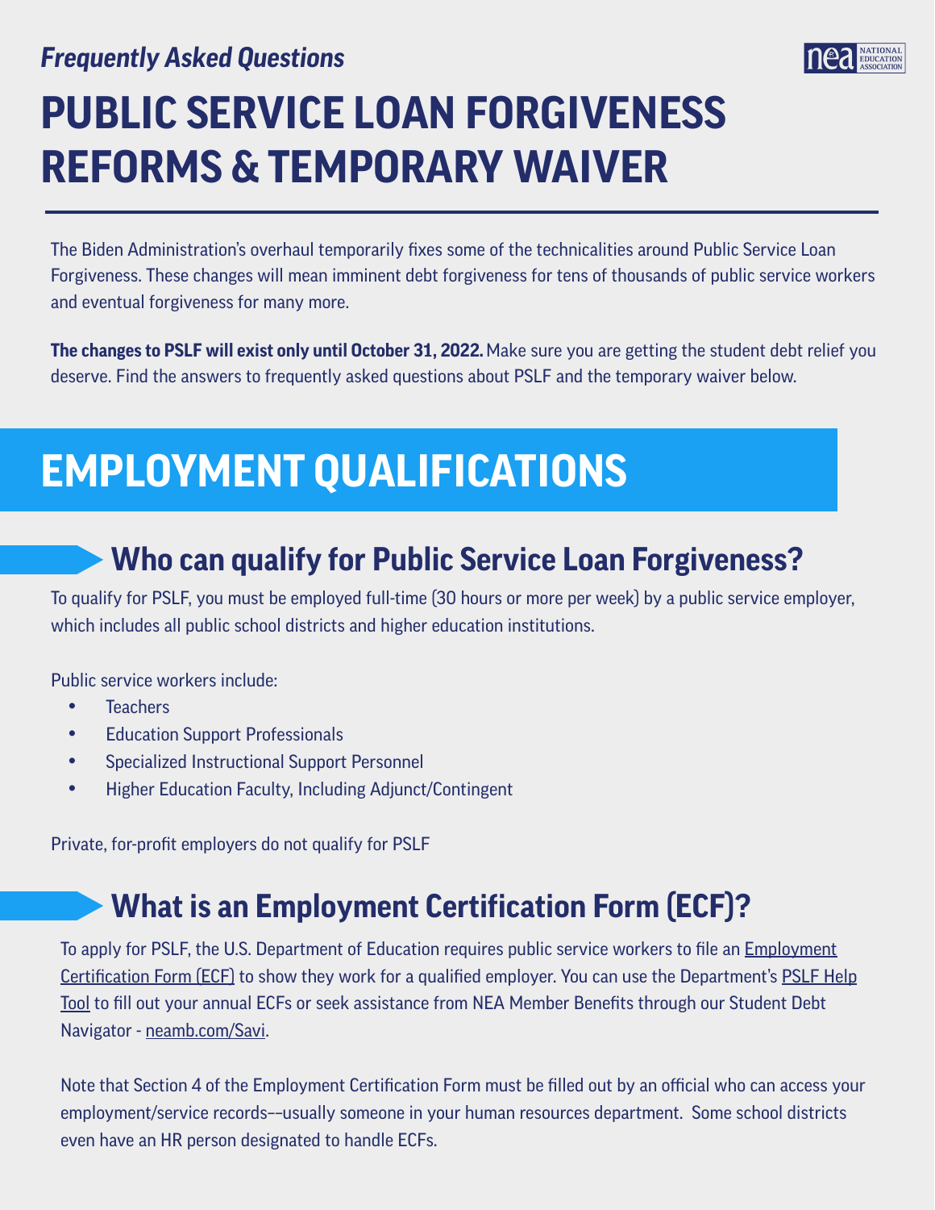*Frequently Asked Questions*

# PUBLIC SERVICE LOAN FORGIVENESS REFORMS & TEMPORARY WAIVER

The Biden Administration's overhaul temporarily fixes some of the technicalities around Public Service Loan Forgiveness. These changes will mean imminent debt forgiveness for tens of thousands of public service workers and eventual forgiveness for many more.

**The changes to PSLF will exist only until October 31, 2022.** Make sure you are getting the student debt relief you deserve. Find the answers to frequently asked questions about PSLF and the temporary waiver below.

## EMPLOYMENT QUALIFICATIONS

### Who can qualify for Public Service Loan Forgiveness?

To qualify for PSLF, you must be employed full-time (30 hours or more per week) by a public service employer, which includes all public school districts and higher education institutions.

Public service workers include:

- Teachers
- Education Support Professionals
- Specialized Instructional Support Personnel
- Higher Education Faculty, Including Adjunct/Contingent

Private, for-profit employers do not qualify for PSLF

### What is an Employment Certification Form (ECF)?

To apply for PSLF, the U.S. Department of Education requires public service workers to file an Employment Certification Form (ECF) to show they work for a qualified employer. You can use the Department's PSLF Help Tool to fill out your annual ECFs or seek assistance from NEA Member Benefits through our Student Debt Navigator - neamb.com/Savi.

Note that Section 4 of the Employment Certification Form must be filled out by an official who can access your employment/service records––usually someone in your human resources department. Some school districts even have an HR person designated to handle ECFs.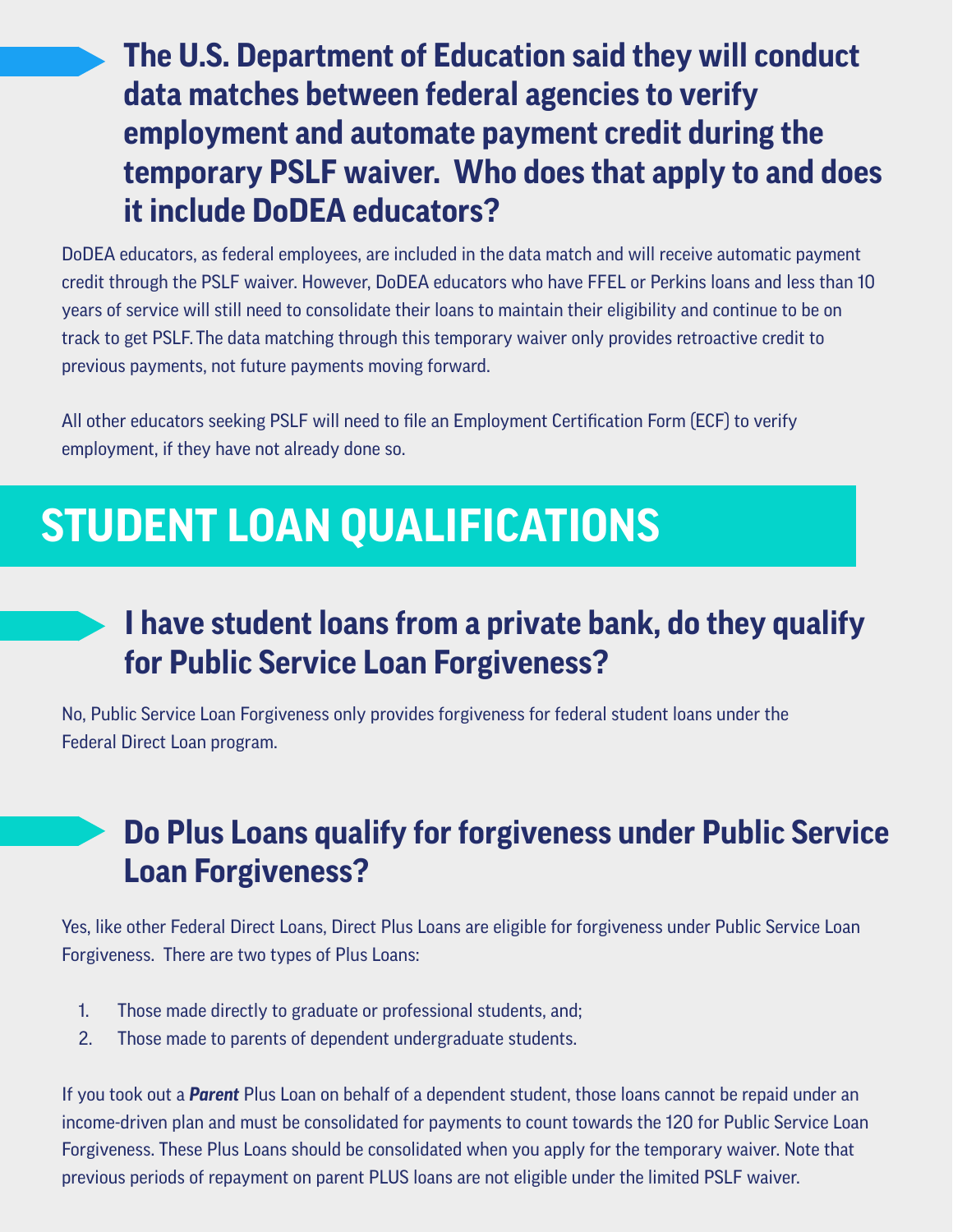### The U.S. Department of Education said they will conduct data matches between federal agencies to verify employment and automate payment credit during the temporary PSLF waiver. Who does that apply to and does it include DoDEA educators?

DoDEA educators, as federal employees, are included in the data match and will receive automatic payment credit through the PSLF waiver. However, DoDEA educators who have FFEL or Perkins loans and less than 10 years of service will still need to consolidate their loans to maintain their eligibility and continue to be on track to get PSLF. The data matching through this temporary waiver only provides retroactive credit to previous payments, not future payments moving forward.

All other educators seeking PSLF will need to file an Employment Certification Form (ECF) to verify employment, if they have not already done so.

## STUDENT LOAN QUALIFICATIONS

### I have student loans from a private bank, do they qualify for Public Service Loan Forgiveness?

No, Public Service Loan Forgiveness only provides forgiveness for federal student loans under the Federal Direct Loan program.

### Do Plus Loans qualify for forgiveness under Public Service Loan Forgiveness?

Yes, like other Federal Direct Loans, Direct Plus Loans are eligible for forgiveness under Public Service Loan Forgiveness. There are two types of Plus Loans:

1. Those made directly to graduate or professional students, and;
2. Those made to parents of dependent undergraduate students.

If you took out a ***Parent*** Plus Loan on behalf of a dependent student, those loans cannot be repaid under an income-driven plan and must be consolidated for payments to count towards the 120 for Public Service Loan Forgiveness. These Plus Loans should be consolidated when you apply for the temporary waiver. Note that previous periods of repayment on parent PLUS loans are not eligible under the limited PSLF waiver.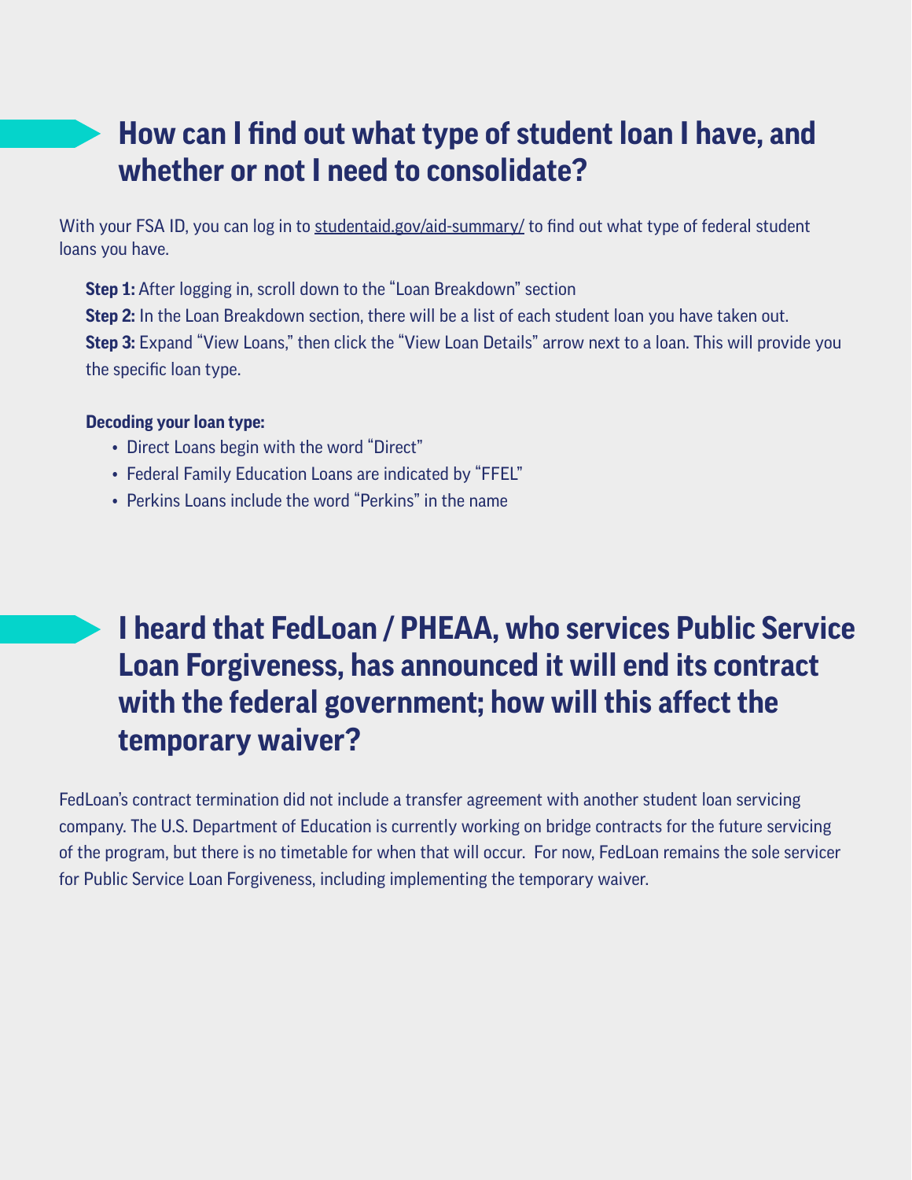## How can I find out what type of student loan I have, and whether or not I need to consolidate?

With your FSA ID, you can log in to studentaid.gov/aid-summary/ to find out what type of federal student loans you have.

**Step 1:** After logging in, scroll down to the "Loan Breakdown" section
**Step 2:** In the Loan Breakdown section, there will be a list of each student loan you have taken out.
**Step 3:** Expand "View Loans," then click the "View Loan Details" arrow next to a loan. This will provide you the specific loan type.

**Decoding your loan type:**

- Direct Loans begin with the word "Direct"
- Federal Family Education Loans are indicated by "FFEL"
- Perkins Loans include the word "Perkins" in the name

## I heard that FedLoan / PHEAA, who services Public Service Loan Forgiveness, has announced it will end its contract with the federal government; how will this affect the temporary waiver?

FedLoan's contract termination did not include a transfer agreement with another student loan servicing company. The U.S. Department of Education is currently working on bridge contracts for the future servicing of the program, but there is no timetable for when that will occur. For now, FedLoan remains the sole servicer for Public Service Loan Forgiveness, including implementing the temporary waiver.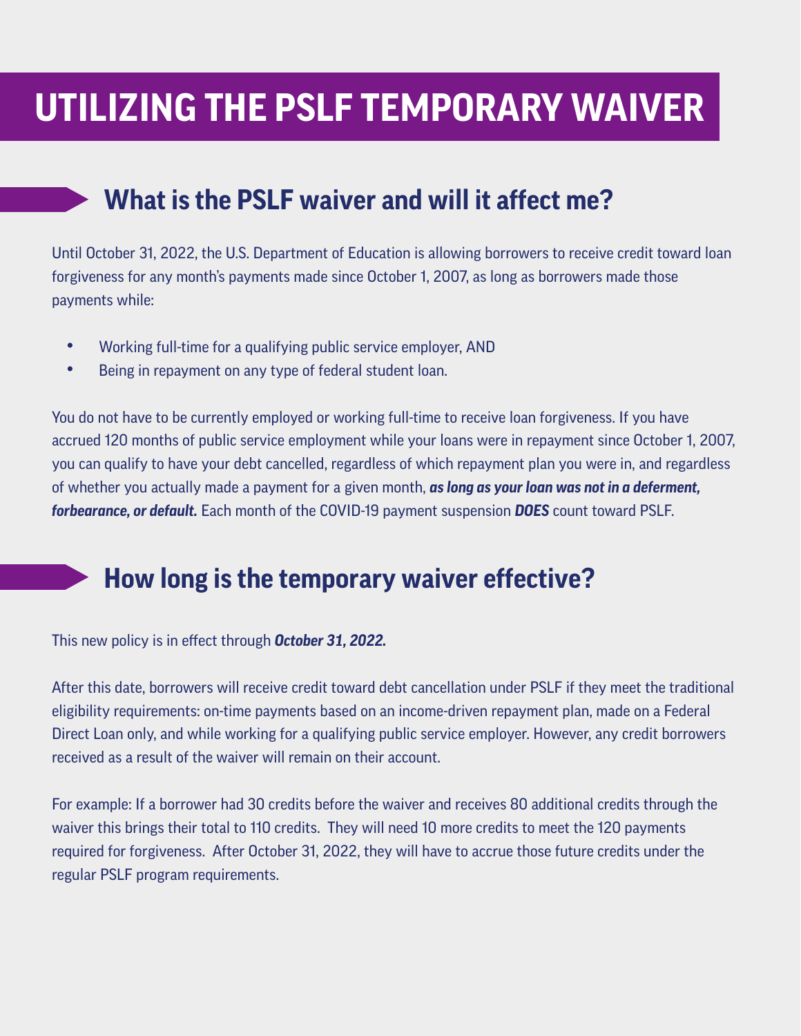# UTILIZING THE PSLF TEMPORARY WAIVER

## What is the PSLF waiver and will it affect me?

Until October 31, 2022, the U.S. Department of Education is allowing borrowers to receive credit toward loan forgiveness for any month's payments made since October 1, 2007, as long as borrowers made those payments while:

- Working full-time for a qualifying public service employer, AND
- Being in repayment on any type of federal student loan.

You do not have to be currently employed or working full-time to receive loan forgiveness. If you have accrued 120 months of public service employment while your loans were in repayment since October 1, 2007, you can qualify to have your debt cancelled, regardless of which repayment plan you were in, and regardless of whether you actually made a payment for a given month, ***as long as your loan was not in a deferment, forbearance, or default.*** Each month of the COVID-19 payment suspension ***DOES*** count toward PSLF.

## How long is the temporary waiver effective?

This new policy is in effect through ***October 31, 2022.***

After this date, borrowers will receive credit toward debt cancellation under PSLF if they meet the traditional eligibility requirements: on-time payments based on an income-driven repayment plan, made on a Federal Direct Loan only, and while working for a qualifying public service employer. However, any credit borrowers received as a result of the waiver will remain on their account.

For example: If a borrower had 30 credits before the waiver and receives 80 additional credits through the waiver this brings their total to 110 credits. They will need 10 more credits to meet the 120 payments required for forgiveness. After October 31, 2022, they will have to accrue those future credits under the regular PSLF program requirements.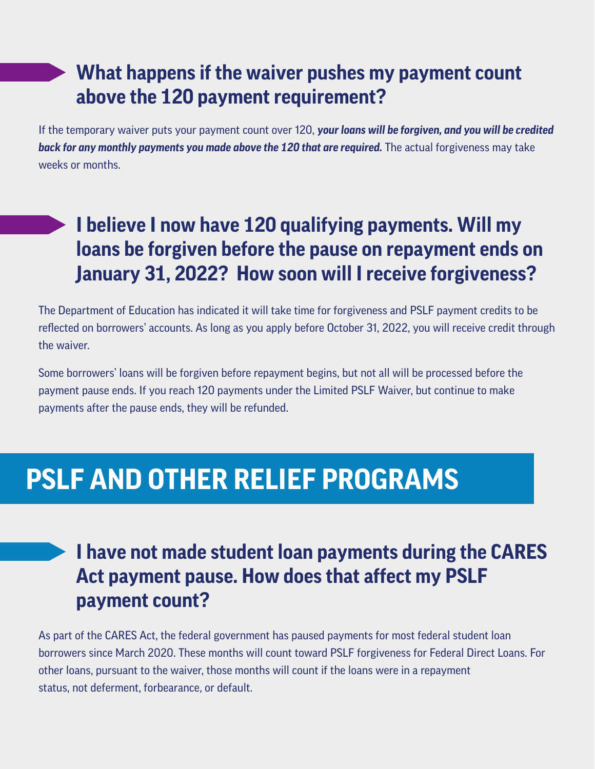### What happens if the waiver pushes my payment count above the 120 payment requirement?

If the temporary waiver puts your payment count over 120, ***your loans will be forgiven, and you will be credited back for any monthly payments you made above the 120 that are required.*** The actual forgiveness may take weeks or months.

### I believe I now have 120 qualifying payments. Will my loans be forgiven before the pause on repayment ends on January 31, 2022? How soon will I receive forgiveness?

The Department of Education has indicated it will take time for forgiveness and PSLF payment credits to be reflected on borrowers' accounts. As long as you apply before October 31, 2022, you will receive credit through the waiver.

Some borrowers' loans will be forgiven before repayment begins, but not all will be processed before the payment pause ends. If you reach 120 payments under the Limited PSLF Waiver, but continue to make payments after the pause ends, they will be refunded.

## PSLF AND OTHER RELIEF PROGRAMS

### I have not made student loan payments during the CARES Act payment pause. How does that affect my PSLF payment count?

As part of the CARES Act, the federal government has paused payments for most federal student loan borrowers since March 2020. These months will count toward PSLF forgiveness for Federal Direct Loans. For other loans, pursuant to the waiver, those months will count if the loans were in a repayment status, not deferment, forbearance, or default.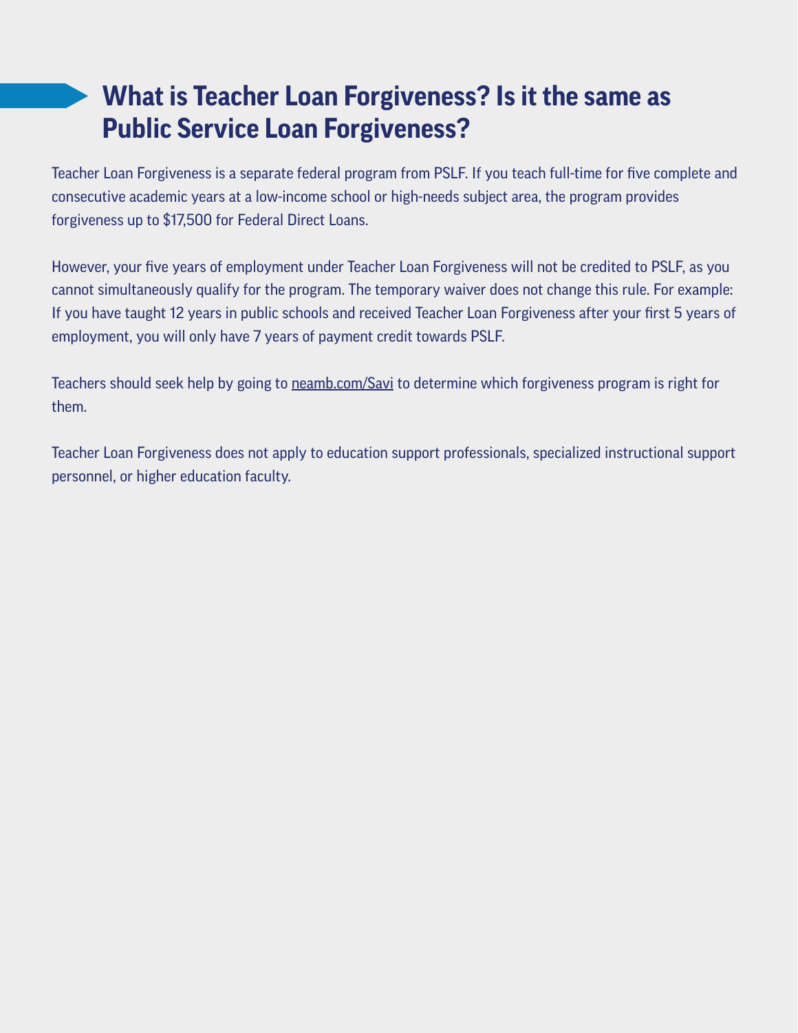## What is Teacher Loan Forgiveness? Is it the same as Public Service Loan Forgiveness?

Teacher Loan Forgiveness is a separate federal program from PSLF. If you teach full-time for five complete and consecutive academic years at a low-income school or high-needs subject area, the program provides forgiveness up to $17,500 for Federal Direct Loans.

However, your five years of employment under Teacher Loan Forgiveness will not be credited to PSLF, as you cannot simultaneously qualify for the program. The temporary waiver does not change this rule. For example: If you have taught 12 years in public schools and received Teacher Loan Forgiveness after your first 5 years of employment, you will only have 7 years of payment credit towards PSLF.

Teachers should seek help by going to neamb.com/Savi to determine which forgiveness program is right for them.

Teacher Loan Forgiveness does not apply to education support professionals, specialized instructional support personnel, or higher education faculty.